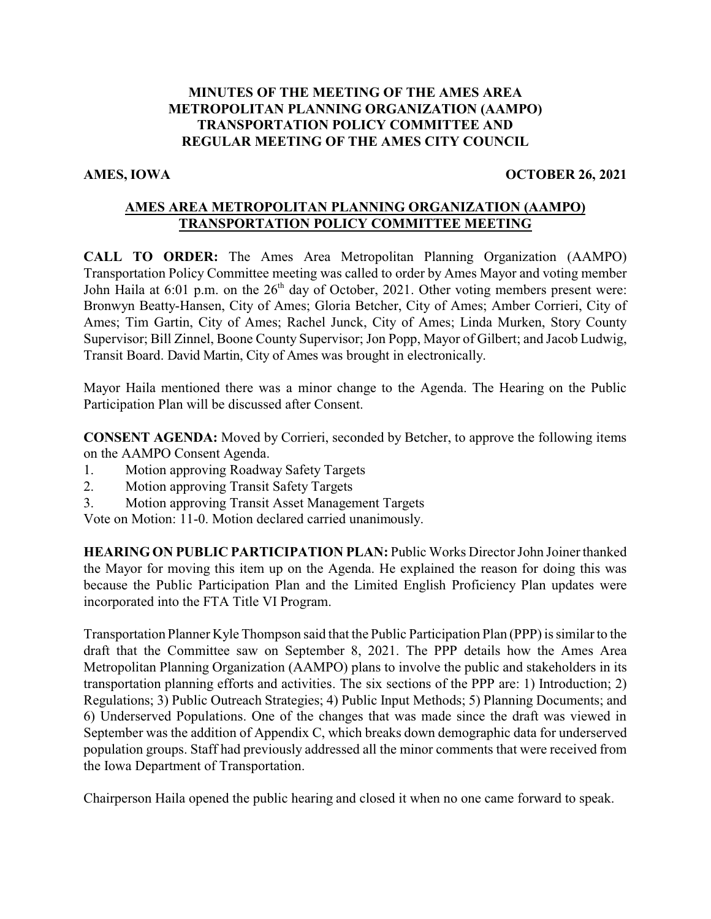# MINUTES OF THE MEETING OF THE AMES AREA METROPOLITAN PLANNING ORGANIZATION (AAMPO) TRANSPORTATION POLICY COMMITTEE AND REGULAR MEETING OF THE AMES CITY COUNCIL

**AMES, IOWA** **OCTOBER 26, 2021**

## AMES AREA METROPOLITAN PLANNING ORGANIZATION (AAMPO) TRANSPORTATION POLICY COMMITTEE MEETING

**CALL TO ORDER:** The Ames Area Metropolitan Planning Organization (AAMPO) Transportation Policy Committee meeting was called to order by Ames Mayor and voting member John Haila at 6:01 p.m. on the 26th day of October, 2021. Other voting members present were: Bronwyn Beatty-Hansen, City of Ames; Gloria Betcher, City of Ames; Amber Corrieri, City of Ames; Tim Gartin, City of Ames; Rachel Junck, City of Ames; Linda Murken, Story County Supervisor; Bill Zinnel, Boone County Supervisor; Jon Popp, Mayor of Gilbert; and Jacob Ludwig, Transit Board. David Martin, City of Ames was brought in electronically.

Mayor Haila mentioned there was a minor change to the Agenda. The Hearing on the Public Participation Plan will be discussed after Consent.

**CONSENT AGENDA:** Moved by Corrieri, seconded by Betcher, to approve the following items on the AAMPO Consent Agenda.

1. Motion approving Roadway Safety Targets
2. Motion approving Transit Safety Targets
3. Motion approving Transit Asset Management Targets

Vote on Motion: 11-0. Motion declared carried unanimously.

**HEARING ON PUBLIC PARTICIPATION PLAN:** Public Works Director John Joiner thanked the Mayor for moving this item up on the Agenda. He explained the reason for doing this was because the Public Participation Plan and the Limited English Proficiency Plan updates were incorporated into the FTA Title VI Program.

Transportation Planner Kyle Thompson said that the Public Participation Plan (PPP) is similar to the draft that the Committee saw on September 8, 2021. The PPP details how the Ames Area Metropolitan Planning Organization (AAMPO) plans to involve the public and stakeholders in its transportation planning efforts and activities. The six sections of the PPP are: 1) Introduction; 2) Regulations; 3) Public Outreach Strategies; 4) Public Input Methods; 5) Planning Documents; and 6) Underserved Populations. One of the changes that was made since the draft was viewed in September was the addition of Appendix C, which breaks down demographic data for underserved population groups. Staff had previously addressed all the minor comments that were received from the Iowa Department of Transportation.

Chairperson Haila opened the public hearing and closed it when no one came forward to speak.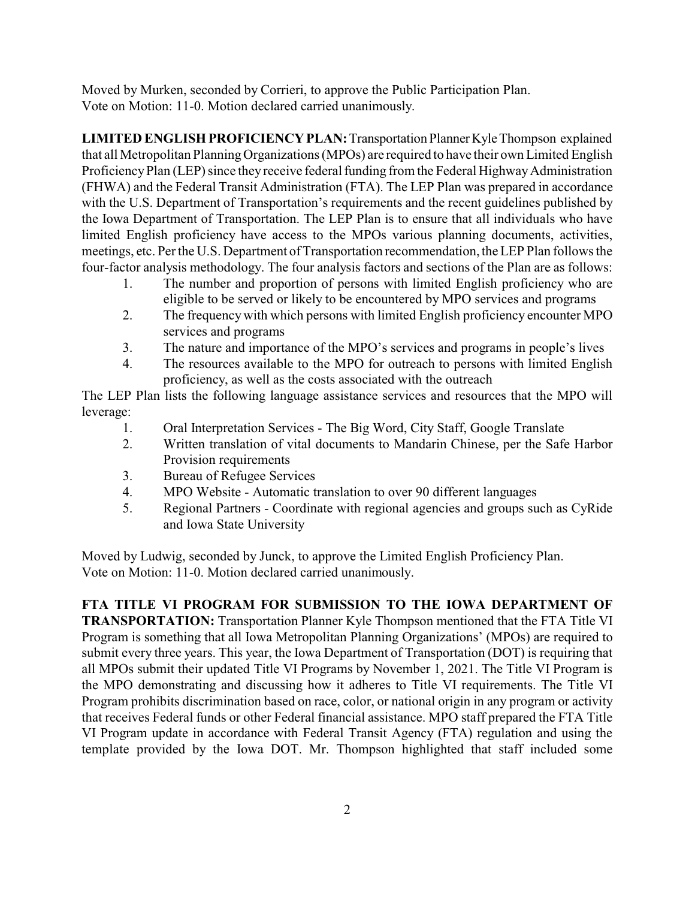Moved by Murken, seconded by Corrieri, to approve the Public Participation Plan.
Vote on Motion: 11-0. Motion declared carried unanimously.

**LIMITED ENGLISH PROFICIENCY PLAN:** Transportation Planner Kyle Thompson explained that all Metropolitan Planning Organizations (MPOs) are required to have their own Limited English Proficiency Plan (LEP) since they receive federal funding from the Federal Highway Administration (FHWA) and the Federal Transit Administration (FTA). The LEP Plan was prepared in accordance with the U.S. Department of Transportation's requirements and the recent guidelines published by the Iowa Department of Transportation. The LEP Plan is to ensure that all individuals who have limited English proficiency have access to the MPOs various planning documents, activities, meetings, etc. Per the U.S. Department of Transportation recommendation, the LEP Plan follows the four-factor analysis methodology. The four analysis factors and sections of the Plan are as follows:

1. The number and proportion of persons with limited English proficiency who are eligible to be served or likely to be encountered by MPO services and programs
2. The frequency with which persons with limited English proficiency encounter MPO services and programs
3. The nature and importance of the MPO's services and programs in people's lives
4. The resources available to the MPO for outreach to persons with limited English proficiency, as well as the costs associated with the outreach

The LEP Plan lists the following language assistance services and resources that the MPO will leverage:

1. Oral Interpretation Services - The Big Word, City Staff, Google Translate
2. Written translation of vital documents to Mandarin Chinese, per the Safe Harbor Provision requirements
3. Bureau of Refugee Services
4. MPO Website - Automatic translation to over 90 different languages
5. Regional Partners - Coordinate with regional agencies and groups such as CyRide and Iowa State University

Moved by Ludwig, seconded by Junck, to approve the Limited English Proficiency Plan.
Vote on Motion: 11-0. Motion declared carried unanimously.

**FTA TITLE VI PROGRAM FOR SUBMISSION TO THE IOWA DEPARTMENT OF TRANSPORTATION:** Transportation Planner Kyle Thompson mentioned that the FTA Title VI Program is something that all Iowa Metropolitan Planning Organizations' (MPOs) are required to submit every three years. This year, the Iowa Department of Transportation (DOT) is requiring that all MPOs submit their updated Title VI Programs by November 1, 2021. The Title VI Program is the MPO demonstrating and discussing how it adheres to Title VI requirements. The Title VI Program prohibits discrimination based on race, color, or national origin in any program or activity that receives Federal funds or other Federal financial assistance. MPO staff prepared the FTA Title VI Program update in accordance with Federal Transit Agency (FTA) regulation and using the template provided by the Iowa DOT. Mr. Thompson highlighted that staff included some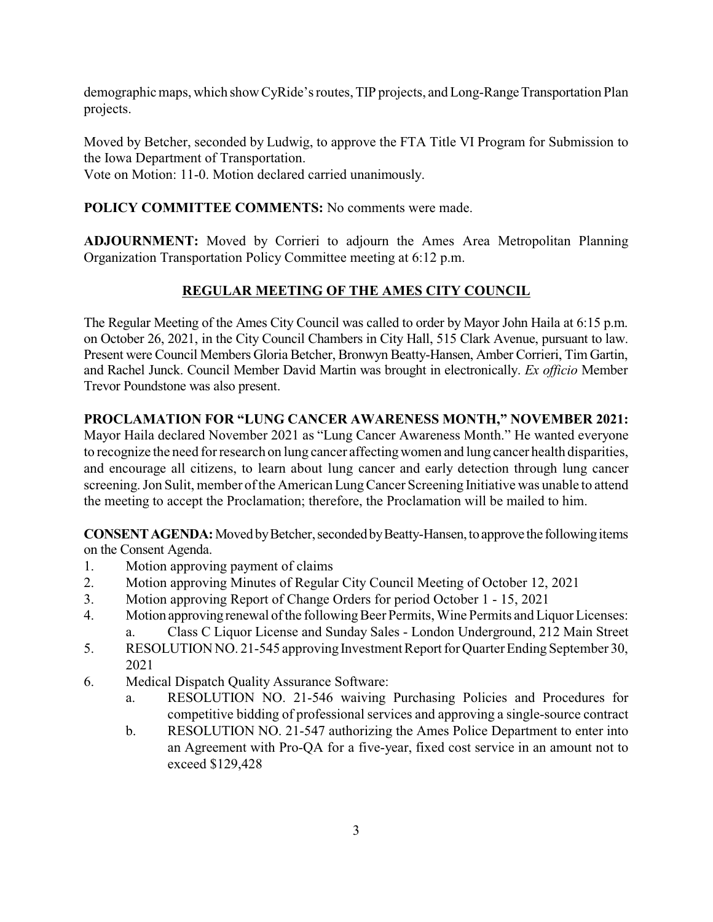demographic maps, which show CyRide's routes, TIP projects, and Long-Range Transportation Plan projects.

Moved by Betcher, seconded by Ludwig, to approve the FTA Title VI Program for Submission to the Iowa Department of Transportation.
Vote on Motion: 11-0. Motion declared carried unanimously.

**POLICY COMMITTEE COMMENTS:** No comments were made.

**ADJOURNMENT:** Moved by Corrieri to adjourn the Ames Area Metropolitan Planning Organization Transportation Policy Committee meeting at 6:12 p.m.

## REGULAR MEETING OF THE AMES CITY COUNCIL

The Regular Meeting of the Ames City Council was called to order by Mayor John Haila at 6:15 p.m. on October 26, 2021, in the City Council Chambers in City Hall, 515 Clark Avenue, pursuant to law. Present were Council Members Gloria Betcher, Bronwyn Beatty-Hansen, Amber Corrieri, Tim Gartin, and Rachel Junck. Council Member David Martin was brought in electronically. *Ex officio* Member Trevor Poundstone was also present.

**PROCLAMATION FOR "LUNG CANCER AWARENESS MONTH," NOVEMBER 2021:** Mayor Haila declared November 2021 as "Lung Cancer Awareness Month." He wanted everyone to recognize the need for research on lung cancer affecting women and lung cancer health disparities, and encourage all citizens, to learn about lung cancer and early detection through lung cancer screening. Jon Sulit, member of the American Lung Cancer Screening Initiative was unable to attend the meeting to accept the Proclamation; therefore, the Proclamation will be mailed to him.

**CONSENT AGENDA:** Moved by Betcher, seconded by Beatty-Hansen, to approve the following items on the Consent Agenda.

1. Motion approving payment of claims
2. Motion approving Minutes of Regular City Council Meeting of October 12, 2021
3. Motion approving Report of Change Orders for period October 1 - 15, 2021
4. Motion approving renewal of the following Beer Permits, Wine Permits and Liquor Licenses:
    a. Class C Liquor License and Sunday Sales - London Underground, 212 Main Street
5. RESOLUTION NO. 21-545 approving Investment Report for Quarter Ending September 30, 2021
6. Medical Dispatch Quality Assurance Software:
    a. RESOLUTION NO. 21-546 waiving Purchasing Policies and Procedures for competitive bidding of professional services and approving a single-source contract
    b. RESOLUTION NO. 21-547 authorizing the Ames Police Department to enter into an Agreement with Pro-QA for a five-year, fixed cost service in an amount not to exceed $129,428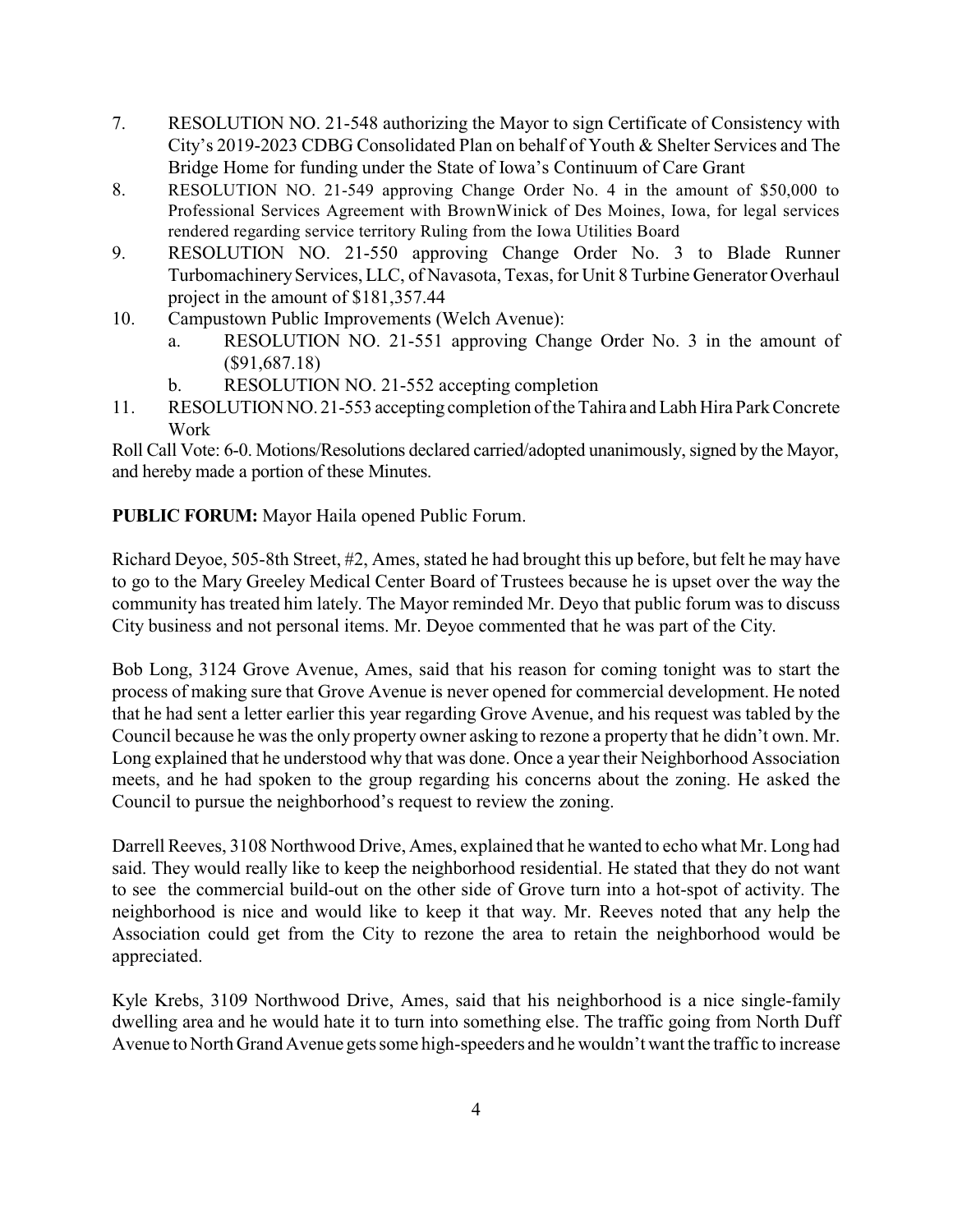7. RESOLUTION NO. 21-548 authorizing the Mayor to sign Certificate of Consistency with City's 2019-2023 CDBG Consolidated Plan on behalf of Youth & Shelter Services and The Bridge Home for funding under the State of Iowa's Continuum of Care Grant
8. RESOLUTION NO. 21-549 approving Change Order No. 4 in the amount of $50,000 to Professional Services Agreement with BrownWinick of Des Moines, Iowa, for legal services rendered regarding service territory Ruling from the Iowa Utilities Board
9. RESOLUTION NO. 21-550 approving Change Order No. 3 to Blade Runner Turbomachinery Services, LLC, of Navasota, Texas, for Unit 8 Turbine Generator Overhaul project in the amount of $181,357.44
10. Campustown Public Improvements (Welch Avenue):
    a. RESOLUTION NO. 21-551 approving Change Order No. 3 in the amount of ($91,687.18)
    b. RESOLUTION NO. 21-552 accepting completion
11. RESOLUTION NO. 21-553 accepting completion of the Tahira and Labh Hira Park Concrete Work

Roll Call Vote: 6-0. Motions/Resolutions declared carried/adopted unanimously, signed by the Mayor, and hereby made a portion of these Minutes.

**PUBLIC FORUM:** Mayor Haila opened Public Forum.

Richard Deyoe, 505-8th Street, #2, Ames, stated he had brought this up before, but felt he may have to go to the Mary Greeley Medical Center Board of Trustees because he is upset over the way the community has treated him lately. The Mayor reminded Mr. Deyo that public forum was to discuss City business and not personal items. Mr. Deyoe commented that he was part of the City.

Bob Long, 3124 Grove Avenue, Ames, said that his reason for coming tonight was to start the process of making sure that Grove Avenue is never opened for commercial development. He noted that he had sent a letter earlier this year regarding Grove Avenue, and his request was tabled by the Council because he was the only property owner asking to rezone a property that he didn't own. Mr. Long explained that he understood why that was done. Once a year their Neighborhood Association meets, and he had spoken to the group regarding his concerns about the zoning. He asked the Council to pursue the neighborhood's request to review the zoning.

Darrell Reeves, 3108 Northwood Drive, Ames, explained that he wanted to echo what Mr. Long had said. They would really like to keep the neighborhood residential. He stated that they do not want to see the commercial build-out on the other side of Grove turn into a hot-spot of activity. The neighborhood is nice and would like to keep it that way. Mr. Reeves noted that any help the Association could get from the City to rezone the area to retain the neighborhood would be appreciated.

Kyle Krebs, 3109 Northwood Drive, Ames, said that his neighborhood is a nice single-family dwelling area and he would hate it to turn into something else. The traffic going from North Duff Avenue to North Grand Avenue gets some high-speeders and he wouldn't want the traffic to increase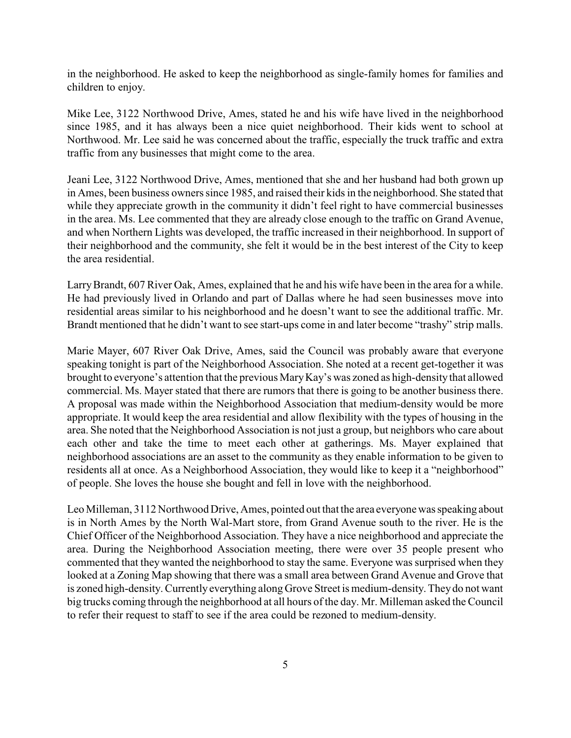in the neighborhood. He asked to keep the neighborhood as single-family homes for families and children to enjoy.

Mike Lee, 3122 Northwood Drive, Ames, stated he and his wife have lived in the neighborhood since 1985, and it has always been a nice quiet neighborhood. Their kids went to school at Northwood. Mr. Lee said he was concerned about the traffic, especially the truck traffic and extra traffic from any businesses that might come to the area.

Jeani Lee, 3122 Northwood Drive, Ames, mentioned that she and her husband had both grown up in Ames, been business owners since 1985, and raised their kids in the neighborhood. She stated that while they appreciate growth in the community it didn't feel right to have commercial businesses in the area. Ms. Lee commented that they are already close enough to the traffic on Grand Avenue, and when Northern Lights was developed, the traffic increased in their neighborhood. In support of their neighborhood and the community, she felt it would be in the best interest of the City to keep the area residential.

Larry Brandt, 607 River Oak, Ames, explained that he and his wife have been in the area for a while. He had previously lived in Orlando and part of Dallas where he had seen businesses move into residential areas similar to his neighborhood and he doesn't want to see the additional traffic. Mr. Brandt mentioned that he didn't want to see start-ups come in and later become "trashy" strip malls.

Marie Mayer, 607 River Oak Drive, Ames, said the Council was probably aware that everyone speaking tonight is part of the Neighborhood Association. She noted at a recent get-together it was brought to everyone's attention that the previous Mary Kay's was zoned as high-density that allowed commercial. Ms. Mayer stated that there are rumors that there is going to be another business there. A proposal was made within the Neighborhood Association that medium-density would be more appropriate. It would keep the area residential and allow flexibility with the types of housing in the area. She noted that the Neighborhood Association is not just a group, but neighbors who care about each other and take the time to meet each other at gatherings. Ms. Mayer explained that neighborhood associations are an asset to the community as they enable information to be given to residents all at once. As a Neighborhood Association, they would like to keep it a "neighborhood" of people. She loves the house she bought and fell in love with the neighborhood.

Leo Milleman, 3112 Northwood Drive, Ames, pointed out that the area everyone was speaking about is in North Ames by the North Wal-Mart store, from Grand Avenue south to the river. He is the Chief Officer of the Neighborhood Association. They have a nice neighborhood and appreciate the area. During the Neighborhood Association meeting, there were over 35 people present who commented that they wanted the neighborhood to stay the same. Everyone was surprised when they looked at a Zoning Map showing that there was a small area between Grand Avenue and Grove that is zoned high-density. Currently everything along Grove Street is medium-density. They do not want big trucks coming through the neighborhood at all hours of the day. Mr. Milleman asked the Council to refer their request to staff to see if the area could be rezoned to medium-density.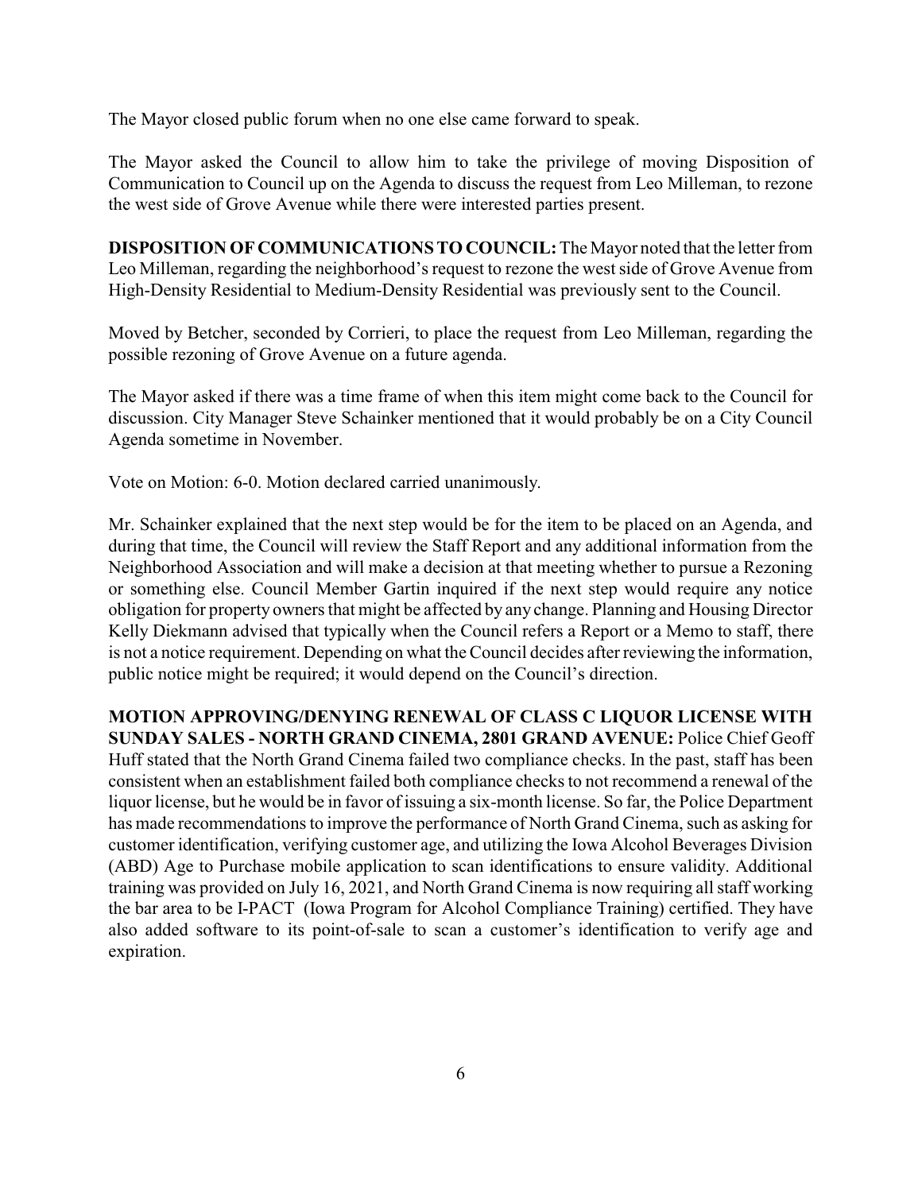The Mayor closed public forum when no one else came forward to speak.

The Mayor asked the Council to allow him to take the privilege of moving Disposition of Communication to Council up on the Agenda to discuss the request from Leo Milleman, to rezone the west side of Grove Avenue while there were interested parties present.

**DISPOSITION OF COMMUNICATIONS TO COUNCIL:** The Mayor noted that the letter from Leo Milleman, regarding the neighborhood's request to rezone the west side of Grove Avenue from High-Density Residential to Medium-Density Residential was previously sent to the Council.

Moved by Betcher, seconded by Corrieri, to place the request from Leo Milleman, regarding the possible rezoning of Grove Avenue on a future agenda.

The Mayor asked if there was a time frame of when this item might come back to the Council for discussion. City Manager Steve Schainker mentioned that it would probably be on a City Council Agenda sometime in November.

Vote on Motion: 6-0. Motion declared carried unanimously.

Mr. Schainker explained that the next step would be for the item to be placed on an Agenda, and during that time, the Council will review the Staff Report and any additional information from the Neighborhood Association and will make a decision at that meeting whether to pursue a Rezoning or something else. Council Member Gartin inquired if the next step would require any notice obligation for property owners that might be affected by any change. Planning and Housing Director Kelly Diekmann advised that typically when the Council refers a Report or a Memo to staff, there is not a notice requirement. Depending on what the Council decides after reviewing the information, public notice might be required; it would depend on the Council's direction.

**MOTION APPROVING/DENYING RENEWAL OF CLASS C LIQUOR LICENSE WITH SUNDAY SALES - NORTH GRAND CINEMA, 2801 GRAND AVENUE:** Police Chief Geoff Huff stated that the North Grand Cinema failed two compliance checks. In the past, staff has been consistent when an establishment failed both compliance checks to not recommend a renewal of the liquor license, but he would be in favor of issuing a six-month license. So far, the Police Department has made recommendations to improve the performance of North Grand Cinema, such as asking for customer identification, verifying customer age, and utilizing the Iowa Alcohol Beverages Division (ABD) Age to Purchase mobile application to scan identifications to ensure validity. Additional training was provided on July 16, 2021, and North Grand Cinema is now requiring all staff working the bar area to be I-PACT (Iowa Program for Alcohol Compliance Training) certified. They have also added software to its point-of-sale to scan a customer's identification to verify age and expiration.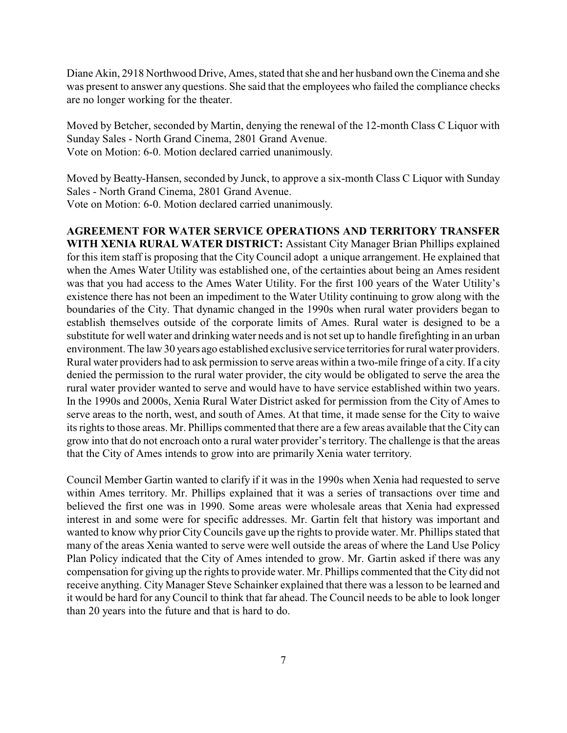Diane Akin, 2918 Northwood Drive, Ames, stated that she and her husband own the Cinema and she was present to answer any questions. She said that the employees who failed the compliance checks are no longer working for the theater.

Moved by Betcher, seconded by Martin, denying the renewal of the 12-month Class C Liquor with Sunday Sales - North Grand Cinema, 2801 Grand Avenue.
Vote on Motion: 6-0. Motion declared carried unanimously.

Moved by Beatty-Hansen, seconded by Junck, to approve a six-month Class C Liquor with Sunday Sales - North Grand Cinema, 2801 Grand Avenue.
Vote on Motion: 6-0. Motion declared carried unanimously.

**AGREEMENT FOR WATER SERVICE OPERATIONS AND TERRITORY TRANSFER WITH XENIA RURAL WATER DISTRICT:** Assistant City Manager Brian Phillips explained for this item staff is proposing that the City Council adopt a unique arrangement. He explained that when the Ames Water Utility was established one, of the certainties about being an Ames resident was that you had access to the Ames Water Utility. For the first 100 years of the Water Utility's existence there has not been an impediment to the Water Utility continuing to grow along with the boundaries of the City. That dynamic changed in the 1990s when rural water providers began to establish themselves outside of the corporate limits of Ames. Rural water is designed to be a substitute for well water and drinking water needs and is not set up to handle firefighting in an urban environment. The law 30 years ago established exclusive service territories for rural water providers. Rural water providers had to ask permission to serve areas within a two-mile fringe of a city. If a city denied the permission to the rural water provider, the city would be obligated to serve the area the rural water provider wanted to serve and would have to have service established within two years. In the 1990s and 2000s, Xenia Rural Water District asked for permission from the City of Ames to serve areas to the north, west, and south of Ames. At that time, it made sense for the City to waive its rights to those areas. Mr. Phillips commented that there are a few areas available that the City can grow into that do not encroach onto a rural water provider's territory. The challenge is that the areas that the City of Ames intends to grow into are primarily Xenia water territory.

Council Member Gartin wanted to clarify if it was in the 1990s when Xenia had requested to serve within Ames territory. Mr. Phillips explained that it was a series of transactions over time and believed the first one was in 1990. Some areas were wholesale areas that Xenia had expressed interest in and some were for specific addresses. Mr. Gartin felt that history was important and wanted to know why prior City Councils gave up the rights to provide water. Mr. Phillips stated that many of the areas Xenia wanted to serve were well outside the areas of where the Land Use Policy Plan Policy indicated that the City of Ames intended to grow. Mr. Gartin asked if there was any compensation for giving up the rights to provide water. Mr. Phillips commented that the City did not receive anything. City Manager Steve Schainker explained that there was a lesson to be learned and it would be hard for any Council to think that far ahead. The Council needs to be able to look longer than 20 years into the future and that is hard to do.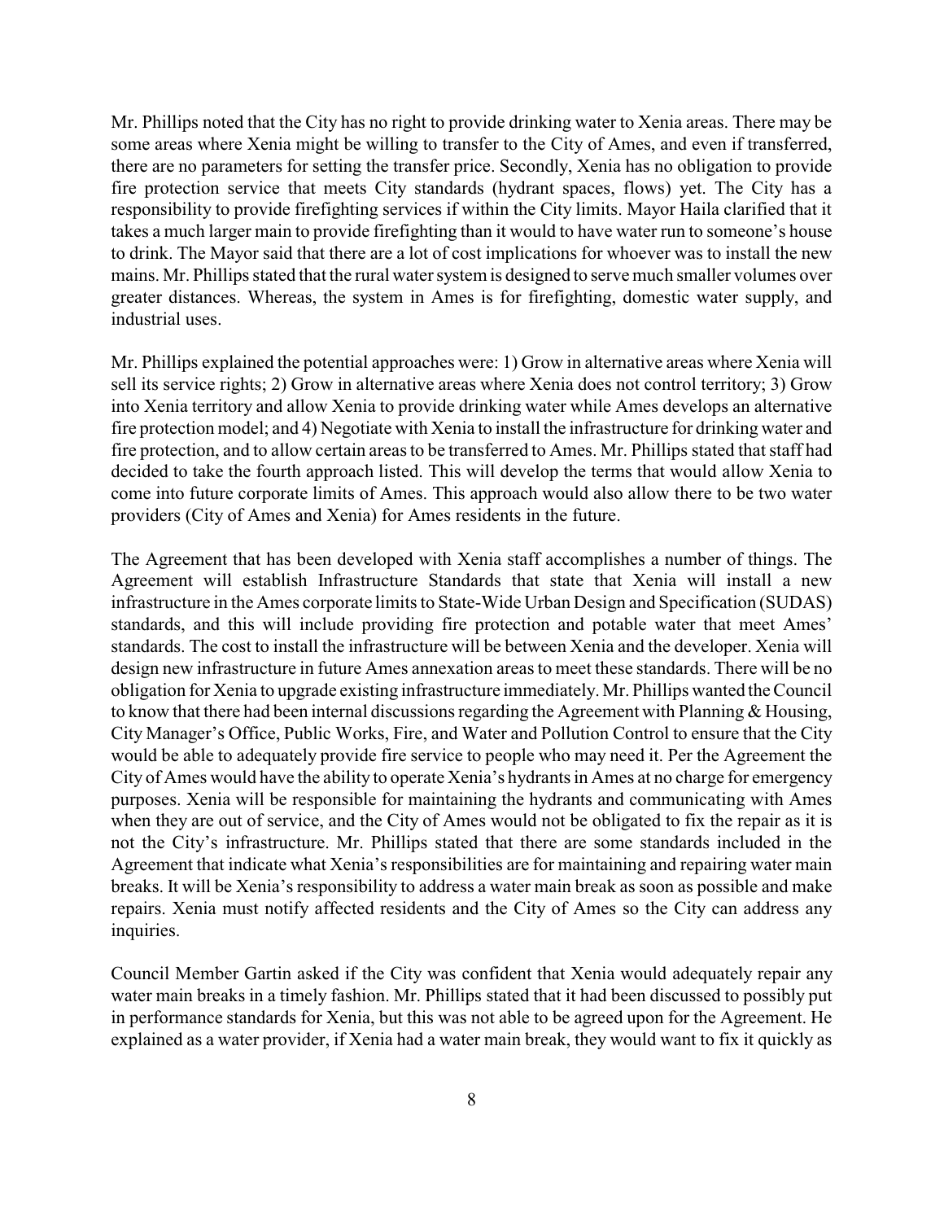Mr. Phillips noted that the City has no right to provide drinking water to Xenia areas. There may be some areas where Xenia might be willing to transfer to the City of Ames, and even if transferred, there are no parameters for setting the transfer price. Secondly, Xenia has no obligation to provide fire protection service that meets City standards (hydrant spaces, flows) yet. The City has a responsibility to provide firefighting services if within the City limits. Mayor Haila clarified that it takes a much larger main to provide firefighting than it would to have water run to someone's house to drink. The Mayor said that there are a lot of cost implications for whoever was to install the new mains. Mr. Phillips stated that the rural water system is designed to serve much smaller volumes over greater distances. Whereas, the system in Ames is for firefighting, domestic water supply, and industrial uses.

Mr. Phillips explained the potential approaches were: 1) Grow in alternative areas where Xenia will sell its service rights; 2) Grow in alternative areas where Xenia does not control territory; 3) Grow into Xenia territory and allow Xenia to provide drinking water while Ames develops an alternative fire protection model; and 4) Negotiate with Xenia to install the infrastructure for drinking water and fire protection, and to allow certain areas to be transferred to Ames. Mr. Phillips stated that staff had decided to take the fourth approach listed. This will develop the terms that would allow Xenia to come into future corporate limits of Ames. This approach would also allow there to be two water providers (City of Ames and Xenia) for Ames residents in the future.

The Agreement that has been developed with Xenia staff accomplishes a number of things. The Agreement will establish Infrastructure Standards that state that Xenia will install a new infrastructure in the Ames corporate limits to State-Wide Urban Design and Specification (SUDAS) standards, and this will include providing fire protection and potable water that meet Ames' standards. The cost to install the infrastructure will be between Xenia and the developer. Xenia will design new infrastructure in future Ames annexation areas to meet these standards. There will be no obligation for Xenia to upgrade existing infrastructure immediately. Mr. Phillips wanted the Council to know that there had been internal discussions regarding the Agreement with Planning & Housing, City Manager's Office, Public Works, Fire, and Water and Pollution Control to ensure that the City would be able to adequately provide fire service to people who may need it. Per the Agreement the City of Ames would have the ability to operate Xenia's hydrants in Ames at no charge for emergency purposes. Xenia will be responsible for maintaining the hydrants and communicating with Ames when they are out of service, and the City of Ames would not be obligated to fix the repair as it is not the City's infrastructure. Mr. Phillips stated that there are some standards included in the Agreement that indicate what Xenia's responsibilities are for maintaining and repairing water main breaks. It will be Xenia's responsibility to address a water main break as soon as possible and make repairs. Xenia must notify affected residents and the City of Ames so the City can address any inquiries.

Council Member Gartin asked if the City was confident that Xenia would adequately repair any water main breaks in a timely fashion. Mr. Phillips stated that it had been discussed to possibly put in performance standards for Xenia, but this was not able to be agreed upon for the Agreement. He explained as a water provider, if Xenia had a water main break, they would want to fix it quickly as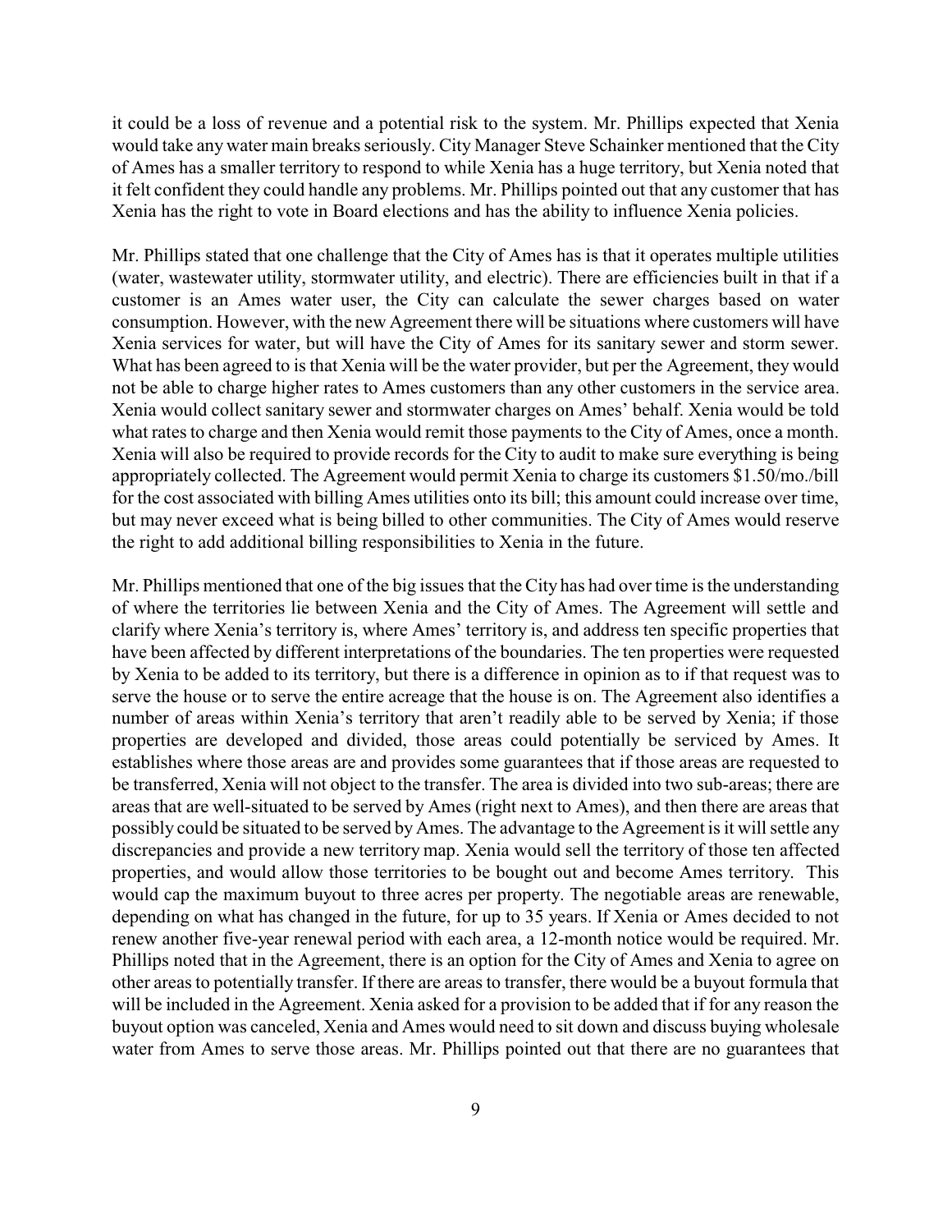it could be a loss of revenue and a potential risk to the system. Mr. Phillips expected that Xenia would take any water main breaks seriously. City Manager Steve Schainker mentioned that the City of Ames has a smaller territory to respond to while Xenia has a huge territory, but Xenia noted that it felt confident they could handle any problems. Mr. Phillips pointed out that any customer that has Xenia has the right to vote in Board elections and has the ability to influence Xenia policies.

Mr. Phillips stated that one challenge that the City of Ames has is that it operates multiple utilities (water, wastewater utility, stormwater utility, and electric). There are efficiencies built in that if a customer is an Ames water user, the City can calculate the sewer charges based on water consumption. However, with the new Agreement there will be situations where customers will have Xenia services for water, but will have the City of Ames for its sanitary sewer and storm sewer. What has been agreed to is that Xenia will be the water provider, but per the Agreement, they would not be able to charge higher rates to Ames customers than any other customers in the service area. Xenia would collect sanitary sewer and stormwater charges on Ames' behalf. Xenia would be told what rates to charge and then Xenia would remit those payments to the City of Ames, once a month. Xenia will also be required to provide records for the City to audit to make sure everything is being appropriately collected. The Agreement would permit Xenia to charge its customers $1.50/mo./bill for the cost associated with billing Ames utilities onto its bill; this amount could increase over time, but may never exceed what is being billed to other communities. The City of Ames would reserve the right to add additional billing responsibilities to Xenia in the future.

Mr. Phillips mentioned that one of the big issues that the City has had over time is the understanding of where the territories lie between Xenia and the City of Ames. The Agreement will settle and clarify where Xenia's territory is, where Ames' territory is, and address ten specific properties that have been affected by different interpretations of the boundaries. The ten properties were requested by Xenia to be added to its territory, but there is a difference in opinion as to if that request was to serve the house or to serve the entire acreage that the house is on. The Agreement also identifies a number of areas within Xenia's territory that aren't readily able to be served by Xenia; if those properties are developed and divided, those areas could potentially be serviced by Ames. It establishes where those areas are and provides some guarantees that if those areas are requested to be transferred, Xenia will not object to the transfer. The area is divided into two sub-areas; there are areas that are well-situated to be served by Ames (right next to Ames), and then there are areas that possibly could be situated to be served by Ames. The advantage to the Agreement is it will settle any discrepancies and provide a new territory map. Xenia would sell the territory of those ten affected properties, and would allow those territories to be bought out and become Ames territory. This would cap the maximum buyout to three acres per property. The negotiable areas are renewable, depending on what has changed in the future, for up to 35 years. If Xenia or Ames decided to not renew another five-year renewal period with each area, a 12-month notice would be required. Mr. Phillips noted that in the Agreement, there is an option for the City of Ames and Xenia to agree on other areas to potentially transfer. If there are areas to transfer, there would be a buyout formula that will be included in the Agreement. Xenia asked for a provision to be added that if for any reason the buyout option was canceled, Xenia and Ames would need to sit down and discuss buying wholesale water from Ames to serve those areas. Mr. Phillips pointed out that there are no guarantees that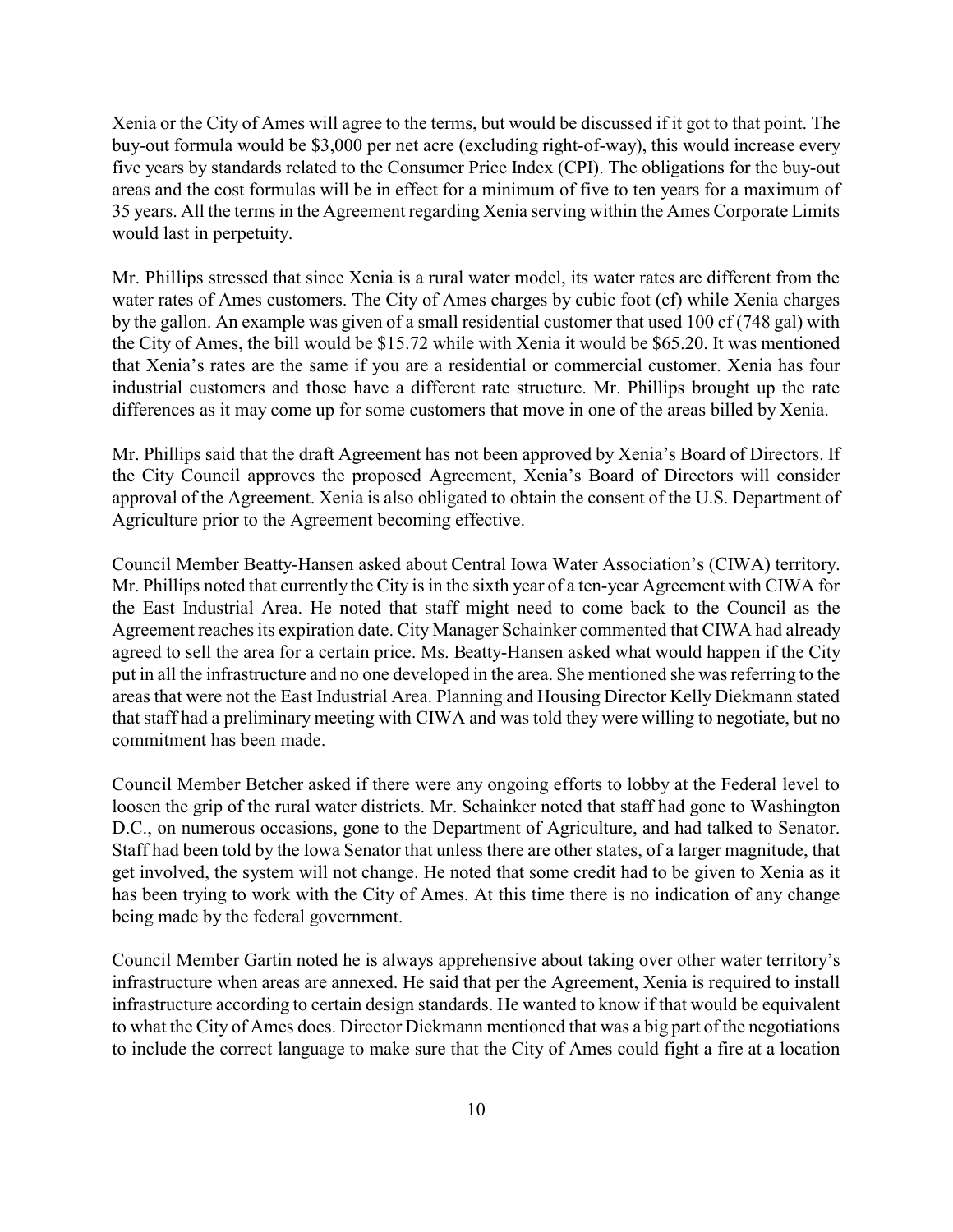Xenia or the City of Ames will agree to the terms, but would be discussed if it got to that point. The buy-out formula would be $3,000 per net acre (excluding right-of-way), this would increase every five years by standards related to the Consumer Price Index (CPI). The obligations for the buy-out areas and the cost formulas will be in effect for a minimum of five to ten years for a maximum of 35 years. All the terms in the Agreement regarding Xenia serving within the Ames Corporate Limits would last in perpetuity.

Mr. Phillips stressed that since Xenia is a rural water model, its water rates are different from the water rates of Ames customers. The City of Ames charges by cubic foot (cf) while Xenia charges by the gallon. An example was given of a small residential customer that used 100 cf (748 gal) with the City of Ames, the bill would be $15.72 while with Xenia it would be $65.20. It was mentioned that Xenia's rates are the same if you are a residential or commercial customer. Xenia has four industrial customers and those have a different rate structure. Mr. Phillips brought up the rate differences as it may come up for some customers that move in one of the areas billed by Xenia.

Mr. Phillips said that the draft Agreement has not been approved by Xenia's Board of Directors. If the City Council approves the proposed Agreement, Xenia's Board of Directors will consider approval of the Agreement. Xenia is also obligated to obtain the consent of the U.S. Department of Agriculture prior to the Agreement becoming effective.

Council Member Beatty-Hansen asked about Central Iowa Water Association's (CIWA) territory. Mr. Phillips noted that currently the City is in the sixth year of a ten-year Agreement with CIWA for the East Industrial Area. He noted that staff might need to come back to the Council as the Agreement reaches its expiration date. City Manager Schainker commented that CIWA had already agreed to sell the area for a certain price. Ms. Beatty-Hansen asked what would happen if the City put in all the infrastructure and no one developed in the area. She mentioned she was referring to the areas that were not the East Industrial Area. Planning and Housing Director Kelly Diekmann stated that staff had a preliminary meeting with CIWA and was told they were willing to negotiate, but no commitment has been made.

Council Member Betcher asked if there were any ongoing efforts to lobby at the Federal level to loosen the grip of the rural water districts. Mr. Schainker noted that staff had gone to Washington D.C., on numerous occasions, gone to the Department of Agriculture, and had talked to Senator. Staff had been told by the Iowa Senator that unless there are other states, of a larger magnitude, that get involved, the system will not change. He noted that some credit had to be given to Xenia as it has been trying to work with the City of Ames. At this time there is no indication of any change being made by the federal government.

Council Member Gartin noted he is always apprehensive about taking over other water territory's infrastructure when areas are annexed. He said that per the Agreement, Xenia is required to install infrastructure according to certain design standards. He wanted to know if that would be equivalent to what the City of Ames does. Director Diekmann mentioned that was a big part of the negotiations to include the correct language to make sure that the City of Ames could fight a fire at a location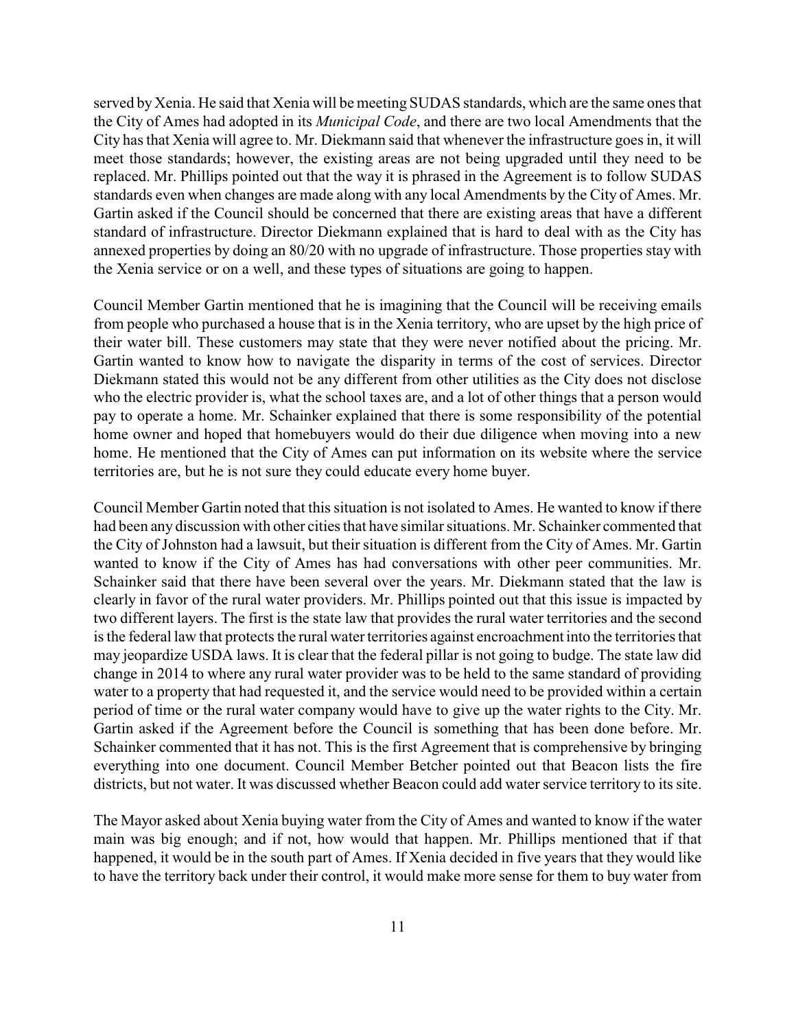served by Xenia. He said that Xenia will be meeting SUDAS standards, which are the same ones that the City of Ames had adopted in its *Municipal Code*, and there are two local Amendments that the City has that Xenia will agree to. Mr. Diekmann said that whenever the infrastructure goes in, it will meet those standards; however, the existing areas are not being upgraded until they need to be replaced. Mr. Phillips pointed out that the way it is phrased in the Agreement is to follow SUDAS standards even when changes are made along with any local Amendments by the City of Ames. Mr. Gartin asked if the Council should be concerned that there are existing areas that have a different standard of infrastructure. Director Diekmann explained that is hard to deal with as the City has annexed properties by doing an 80/20 with no upgrade of infrastructure. Those properties stay with the Xenia service or on a well, and these types of situations are going to happen.

Council Member Gartin mentioned that he is imagining that the Council will be receiving emails from people who purchased a house that is in the Xenia territory, who are upset by the high price of their water bill. These customers may state that they were never notified about the pricing. Mr. Gartin wanted to know how to navigate the disparity in terms of the cost of services. Director Diekmann stated this would not be any different from other utilities as the City does not disclose who the electric provider is, what the school taxes are, and a lot of other things that a person would pay to operate a home. Mr. Schainker explained that there is some responsibility of the potential home owner and hoped that homebuyers would do their due diligence when moving into a new home. He mentioned that the City of Ames can put information on its website where the service territories are, but he is not sure they could educate every home buyer.

Council Member Gartin noted that this situation is not isolated to Ames. He wanted to know if there had been any discussion with other cities that have similar situations. Mr. Schainker commented that the City of Johnston had a lawsuit, but their situation is different from the City of Ames. Mr. Gartin wanted to know if the City of Ames has had conversations with other peer communities. Mr. Schainker said that there have been several over the years. Mr. Diekmann stated that the law is clearly in favor of the rural water providers. Mr. Phillips pointed out that this issue is impacted by two different layers. The first is the state law that provides the rural water territories and the second is the federal law that protects the rural water territories against encroachment into the territories that may jeopardize USDA laws. It is clear that the federal pillar is not going to budge. The state law did change in 2014 to where any rural water provider was to be held to the same standard of providing water to a property that had requested it, and the service would need to be provided within a certain period of time or the rural water company would have to give up the water rights to the City. Mr. Gartin asked if the Agreement before the Council is something that has been done before. Mr. Schainker commented that it has not. This is the first Agreement that is comprehensive by bringing everything into one document. Council Member Betcher pointed out that Beacon lists the fire districts, but not water. It was discussed whether Beacon could add water service territory to its site.

The Mayor asked about Xenia buying water from the City of Ames and wanted to know if the water main was big enough; and if not, how would that happen. Mr. Phillips mentioned that if that happened, it would be in the south part of Ames. If Xenia decided in five years that they would like to have the territory back under their control, it would make more sense for them to buy water from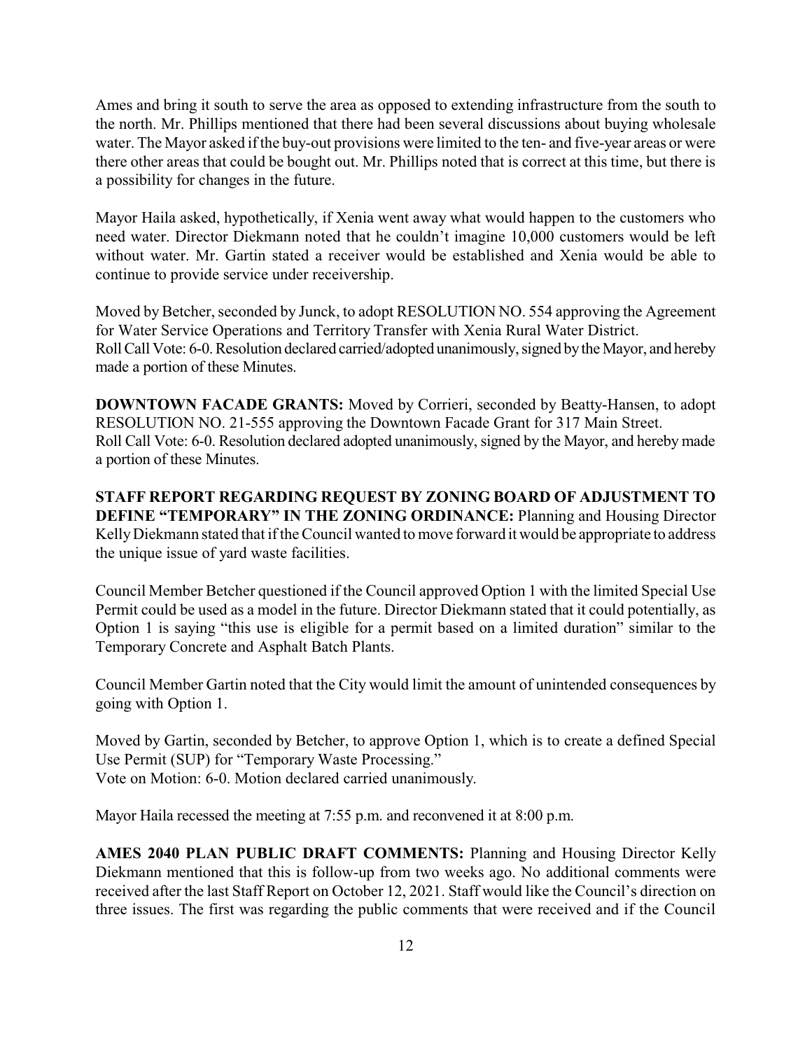Ames and bring it south to serve the area as opposed to extending infrastructure from the south to the north. Mr. Phillips mentioned that there had been several discussions about buying wholesale water. The Mayor asked if the buy-out provisions were limited to the ten- and five-year areas or were there other areas that could be bought out. Mr. Phillips noted that is correct at this time, but there is a possibility for changes in the future.

Mayor Haila asked, hypothetically, if Xenia went away what would happen to the customers who need water. Director Diekmann noted that he couldn't imagine 10,000 customers would be left without water. Mr. Gartin stated a receiver would be established and Xenia would be able to continue to provide service under receivership.

Moved by Betcher, seconded by Junck, to adopt RESOLUTION NO. 554 approving the Agreement for Water Service Operations and Territory Transfer with Xenia Rural Water District.
Roll Call Vote: 6-0. Resolution declared carried/adopted unanimously, signed by the Mayor, and hereby made a portion of these Minutes.

**DOWNTOWN FACADE GRANTS:** Moved by Corrieri, seconded by Beatty-Hansen, to adopt RESOLUTION NO. 21-555 approving the Downtown Facade Grant for 317 Main Street.
Roll Call Vote: 6-0. Resolution declared adopted unanimously, signed by the Mayor, and hereby made a portion of these Minutes.

**STAFF REPORT REGARDING REQUEST BY ZONING BOARD OF ADJUSTMENT TO DEFINE "TEMPORARY" IN THE ZONING ORDINANCE:** Planning and Housing Director Kelly Diekmann stated that if the Council wanted to move forward it would be appropriate to address the unique issue of yard waste facilities.

Council Member Betcher questioned if the Council approved Option 1 with the limited Special Use Permit could be used as a model in the future. Director Diekmann stated that it could potentially, as Option 1 is saying "this use is eligible for a permit based on a limited duration" similar to the Temporary Concrete and Asphalt Batch Plants.

Council Member Gartin noted that the City would limit the amount of unintended consequences by going with Option 1.

Moved by Gartin, seconded by Betcher, to approve Option 1, which is to create a defined Special Use Permit (SUP) for "Temporary Waste Processing."
Vote on Motion: 6-0. Motion declared carried unanimously.

Mayor Haila recessed the meeting at 7:55 p.m. and reconvened it at 8:00 p.m.

**AMES 2040 PLAN PUBLIC DRAFT COMMENTS:** Planning and Housing Director Kelly Diekmann mentioned that this is follow-up from two weeks ago. No additional comments were received after the last Staff Report on October 12, 2021. Staff would like the Council's direction on three issues. The first was regarding the public comments that were received and if the Council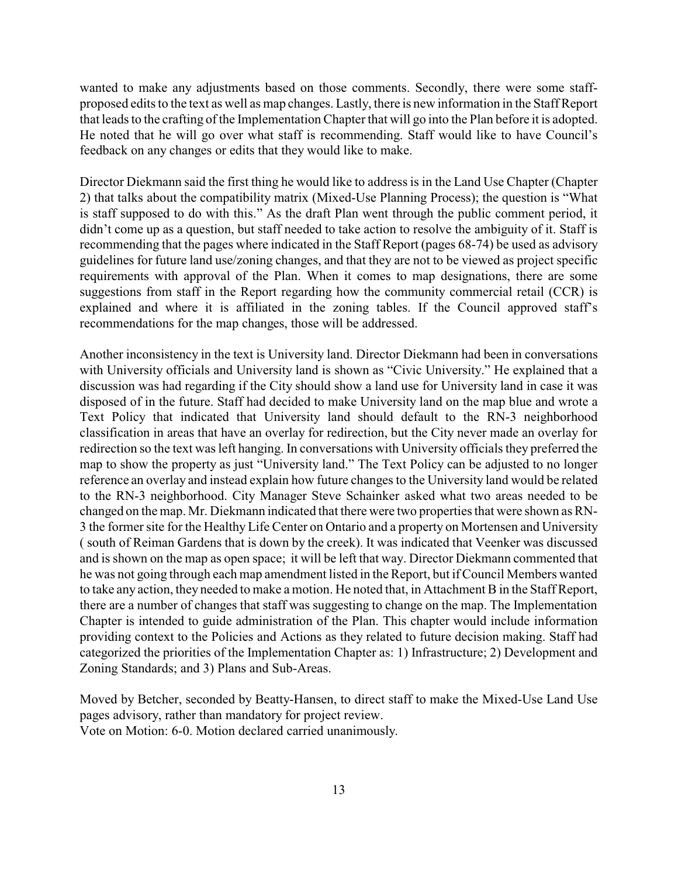wanted to make any adjustments based on those comments. Secondly, there were some staff-proposed edits to the text as well as map changes. Lastly, there is new information in the Staff Report that leads to the crafting of the Implementation Chapter that will go into the Plan before it is adopted. He noted that he will go over what staff is recommending. Staff would like to have Council's feedback on any changes or edits that they would like to make.

Director Diekmann said the first thing he would like to address is in the Land Use Chapter (Chapter 2) that talks about the compatibility matrix (Mixed-Use Planning Process); the question is "What is staff supposed to do with this." As the draft Plan went through the public comment period, it didn't come up as a question, but staff needed to take action to resolve the ambiguity of it. Staff is recommending that the pages where indicated in the Staff Report (pages 68-74) be used as advisory guidelines for future land use/zoning changes, and that they are not to be viewed as project specific requirements with approval of the Plan. When it comes to map designations, there are some suggestions from staff in the Report regarding how the community commercial retail (CCR) is explained and where it is affiliated in the zoning tables. If the Council approved staff's recommendations for the map changes, those will be addressed.

Another inconsistency in the text is University land. Director Diekmann had been in conversations with University officials and University land is shown as "Civic University." He explained that a discussion was had regarding if the City should show a land use for University land in case it was disposed of in the future. Staff had decided to make University land on the map blue and wrote a Text Policy that indicated that University land should default to the RN-3 neighborhood classification in areas that have an overlay for redirection, but the City never made an overlay for redirection so the text was left hanging. In conversations with University officials they preferred the map to show the property as just "University land." The Text Policy can be adjusted to no longer reference an overlay and instead explain how future changes to the University land would be related to the RN-3 neighborhood. City Manager Steve Schainker asked what two areas needed to be changed on the map. Mr. Diekmann indicated that there were two properties that were shown as RN-3 the former site for the Healthy Life Center on Ontario and a property on Mortensen and University ( south of Reiman Gardens that is down by the creek). It was indicated that Veenker was discussed and is shown on the map as open space; it will be left that way. Director Diekmann commented that he was not going through each map amendment listed in the Report, but if Council Members wanted to take any action, they needed to make a motion. He noted that, in Attachment B in the Staff Report, there are a number of changes that staff was suggesting to change on the map. The Implementation Chapter is intended to guide administration of the Plan. This chapter would include information providing context to the Policies and Actions as they related to future decision making. Staff had categorized the priorities of the Implementation Chapter as: 1) Infrastructure; 2) Development and Zoning Standards; and 3) Plans and Sub-Areas.

Moved by Betcher, seconded by Beatty-Hansen, to direct staff to make the Mixed-Use Land Use pages advisory, rather than mandatory for project review.
Vote on Motion: 6-0. Motion declared carried unanimously.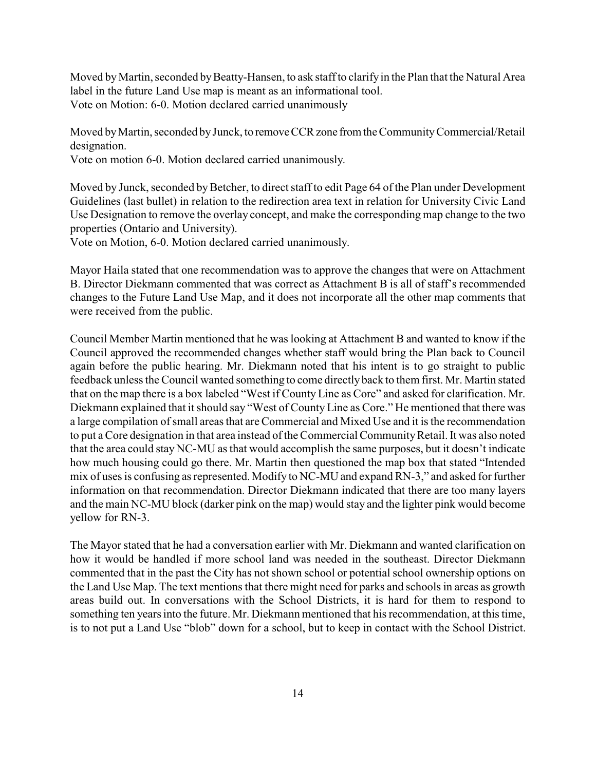Moved by Martin, seconded by Beatty-Hansen, to ask staff to clarify in the Plan that the Natural Area label in the future Land Use map is meant as an informational tool.
Vote on Motion: 6-0. Motion declared carried unanimously

Moved by Martin, seconded by Junck, to remove CCR zone from the Community Commercial/Retail designation.
Vote on motion 6-0. Motion declared carried unanimously.

Moved by Junck, seconded by Betcher, to direct staff to edit Page 64 of the Plan under Development Guidelines (last bullet) in relation to the redirection area text in relation for University Civic Land Use Designation to remove the overlay concept, and make the corresponding map change to the two properties (Ontario and University).
Vote on Motion, 6-0. Motion declared carried unanimously.

Mayor Haila stated that one recommendation was to approve the changes that were on Attachment B. Director Diekmann commented that was correct as Attachment B is all of staff's recommended changes to the Future Land Use Map, and it does not incorporate all the other map comments that were received from the public.

Council Member Martin mentioned that he was looking at Attachment B and wanted to know if the Council approved the recommended changes whether staff would bring the Plan back to Council again before the public hearing. Mr. Diekmann noted that his intent is to go straight to public feedback unless the Council wanted something to come directly back to them first. Mr. Martin stated that on the map there is a box labeled "West if County Line as Core" and asked for clarification. Mr. Diekmann explained that it should say "West of County Line as Core." He mentioned that there was a large compilation of small areas that are Commercial and Mixed Use and it is the recommendation to put a Core designation in that area instead of the Commercial Community Retail. It was also noted that the area could stay NC-MU as that would accomplish the same purposes, but it doesn't indicate how much housing could go there. Mr. Martin then questioned the map box that stated "Intended mix of uses is confusing as represented. Modify to NC-MU and expand RN-3," and asked for further information on that recommendation. Director Diekmann indicated that there are too many layers and the main NC-MU block (darker pink on the map) would stay and the lighter pink would become yellow for RN-3.

The Mayor stated that he had a conversation earlier with Mr. Diekmann and wanted clarification on how it would be handled if more school land was needed in the southeast. Director Diekmann commented that in the past the City has not shown school or potential school ownership options on the Land Use Map. The text mentions that there might need for parks and schools in areas as growth areas build out. In conversations with the School Districts, it is hard for them to respond to something ten years into the future. Mr. Diekmann mentioned that his recommendation, at this time, is to not put a Land Use "blob" down for a school, but to keep in contact with the School District.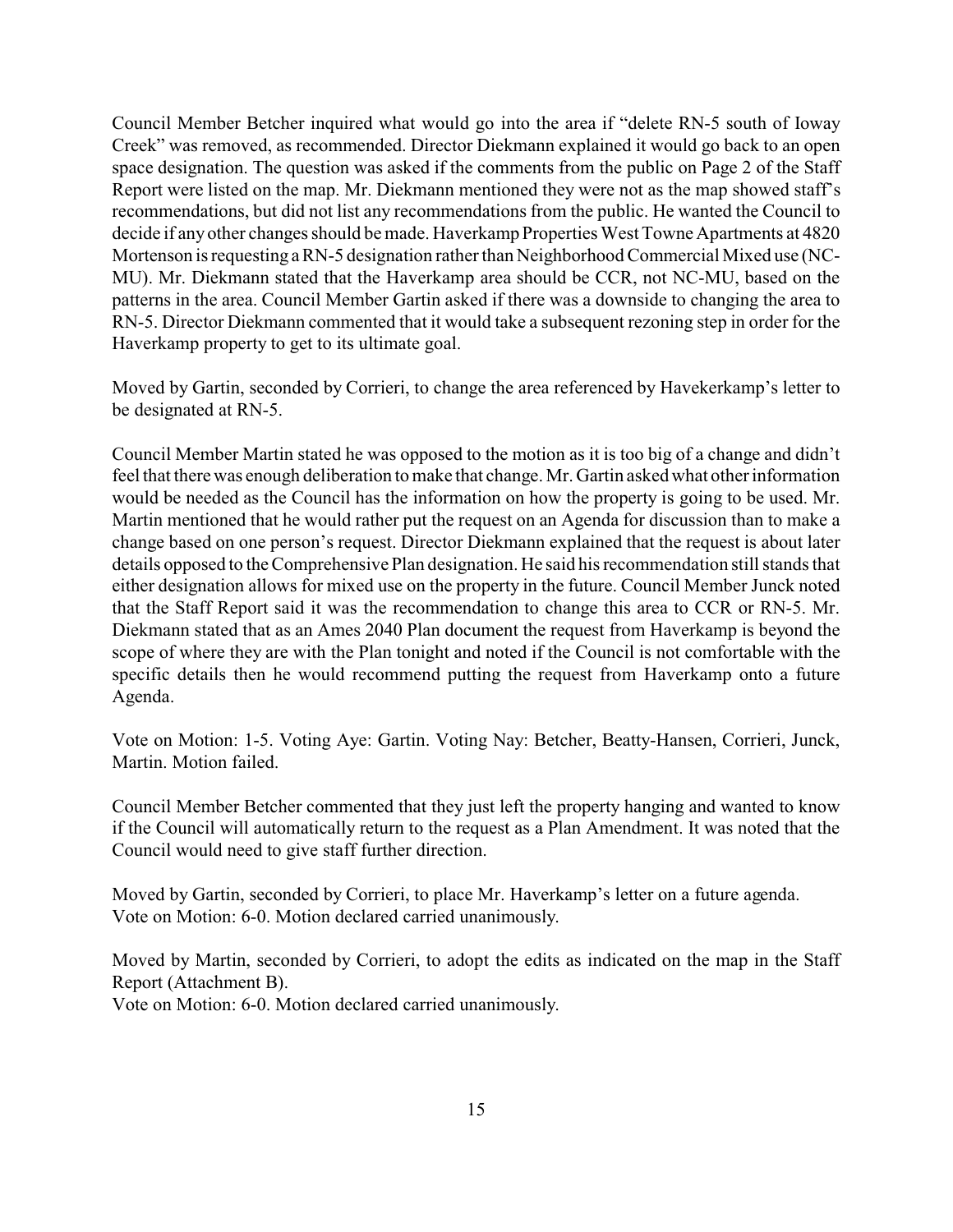Council Member Betcher inquired what would go into the area if "delete RN-5 south of Ioway Creek" was removed, as recommended. Director Diekmann explained it would go back to an open space designation. The question was asked if the comments from the public on Page 2 of the Staff Report were listed on the map. Mr. Diekmann mentioned they were not as the map showed staff's recommendations, but did not list any recommendations from the public. He wanted the Council to decide if any other changes should be made. Haverkamp Properties West Towne Apartments at 4820 Mortenson is requesting a RN-5 designation rather than Neighborhood Commercial Mixed use (NC-MU). Mr. Diekmann stated that the Haverkamp area should be CCR, not NC-MU, based on the patterns in the area. Council Member Gartin asked if there was a downside to changing the area to RN-5. Director Diekmann commented that it would take a subsequent rezoning step in order for the Haverkamp property to get to its ultimate goal.

Moved by Gartin, seconded by Corrieri, to change the area referenced by Havekerkamp's letter to be designated at RN-5.

Council Member Martin stated he was opposed to the motion as it is too big of a change and didn't feel that there was enough deliberation to make that change. Mr. Gartin asked what other information would be needed as the Council has the information on how the property is going to be used. Mr. Martin mentioned that he would rather put the request on an Agenda for discussion than to make a change based on one person's request. Director Diekmann explained that the request is about later details opposed to the Comprehensive Plan designation. He said his recommendation still stands that either designation allows for mixed use on the property in the future. Council Member Junck noted that the Staff Report said it was the recommendation to change this area to CCR or RN-5. Mr. Diekmann stated that as an Ames 2040 Plan document the request from Haverkamp is beyond the scope of where they are with the Plan tonight and noted if the Council is not comfortable with the specific details then he would recommend putting the request from Haverkamp onto a future Agenda.

Vote on Motion: 1-5. Voting Aye: Gartin. Voting Nay: Betcher, Beatty-Hansen, Corrieri, Junck, Martin. Motion failed.

Council Member Betcher commented that they just left the property hanging and wanted to know if the Council will automatically return to the request as a Plan Amendment. It was noted that the Council would need to give staff further direction.

Moved by Gartin, seconded by Corrieri, to place Mr. Haverkamp's letter on a future agenda.
Vote on Motion: 6-0. Motion declared carried unanimously.

Moved by Martin, seconded by Corrieri, to adopt the edits as indicated on the map in the Staff Report (Attachment B).
Vote on Motion: 6-0. Motion declared carried unanimously.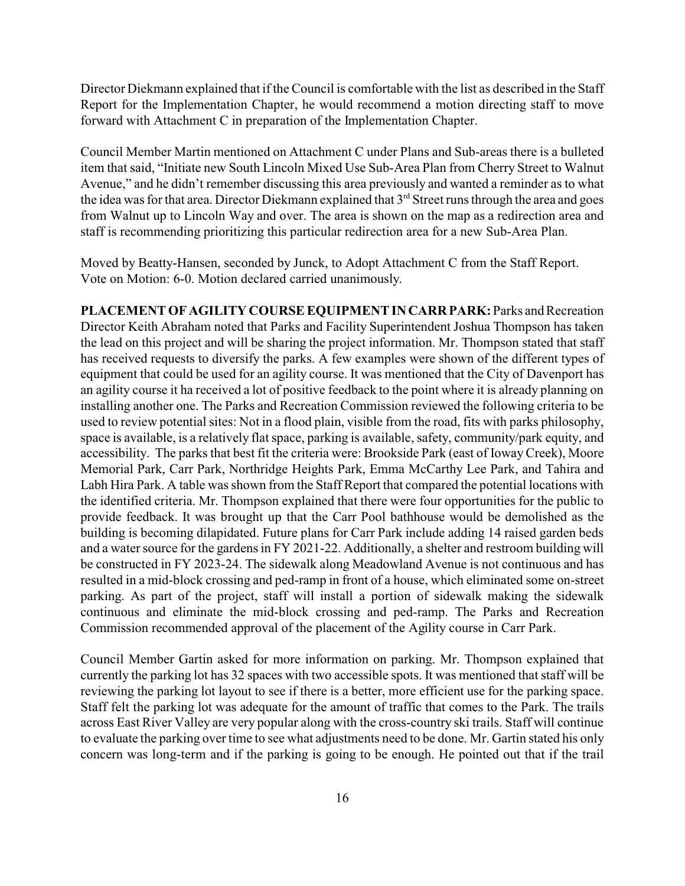Director Diekmann explained that if the Council is comfortable with the list as described in the Staff Report for the Implementation Chapter, he would recommend a motion directing staff to move forward with Attachment C in preparation of the Implementation Chapter.

Council Member Martin mentioned on Attachment C under Plans and Sub-areas there is a bulleted item that said, "Initiate new South Lincoln Mixed Use Sub-Area Plan from Cherry Street to Walnut Avenue," and he didn't remember discussing this area previously and wanted a reminder as to what the idea was for that area. Director Diekmann explained that 3rd Street runs through the area and goes from Walnut up to Lincoln Way and over. The area is shown on the map as a redirection area and staff is recommending prioritizing this particular redirection area for a new Sub-Area Plan.

Moved by Beatty-Hansen, seconded by Junck, to Adopt Attachment C from the Staff Report.
Vote on Motion: 6-0. Motion declared carried unanimously.

**PLACEMENT OF AGILITY COURSE EQUIPMENT IN CARR PARK:** Parks and Recreation Director Keith Abraham noted that Parks and Facility Superintendent Joshua Thompson has taken the lead on this project and will be sharing the project information. Mr. Thompson stated that staff has received requests to diversify the parks. A few examples were shown of the different types of equipment that could be used for an agility course. It was mentioned that the City of Davenport has an agility course it ha received a lot of positive feedback to the point where it is already planning on installing another one. The Parks and Recreation Commission reviewed the following criteria to be used to review potential sites: Not in a flood plain, visible from the road, fits with parks philosophy, space is available, is a relatively flat space, parking is available, safety, community/park equity, and accessibility. The parks that best fit the criteria were: Brookside Park (east of Ioway Creek), Moore Memorial Park, Carr Park, Northridge Heights Park, Emma McCarthy Lee Park, and Tahira and Labh Hira Park. A table was shown from the Staff Report that compared the potential locations with the identified criteria. Mr. Thompson explained that there were four opportunities for the public to provide feedback. It was brought up that the Carr Pool bathhouse would be demolished as the building is becoming dilapidated. Future plans for Carr Park include adding 14 raised garden beds and a water source for the gardens in FY 2021-22. Additionally, a shelter and restroom building will be constructed in FY 2023-24. The sidewalk along Meadowland Avenue is not continuous and has resulted in a mid-block crossing and ped-ramp in front of a house, which eliminated some on-street parking. As part of the project, staff will install a portion of sidewalk making the sidewalk continuous and eliminate the mid-block crossing and ped-ramp. The Parks and Recreation Commission recommended approval of the placement of the Agility course in Carr Park.

Council Member Gartin asked for more information on parking. Mr. Thompson explained that currently the parking lot has 32 spaces with two accessible spots. It was mentioned that staff will be reviewing the parking lot layout to see if there is a better, more efficient use for the parking space. Staff felt the parking lot was adequate for the amount of traffic that comes to the Park. The trails across East River Valley are very popular along with the cross-country ski trails. Staff will continue to evaluate the parking over time to see what adjustments need to be done. Mr. Gartin stated his only concern was long-term and if the parking is going to be enough. He pointed out that if the trail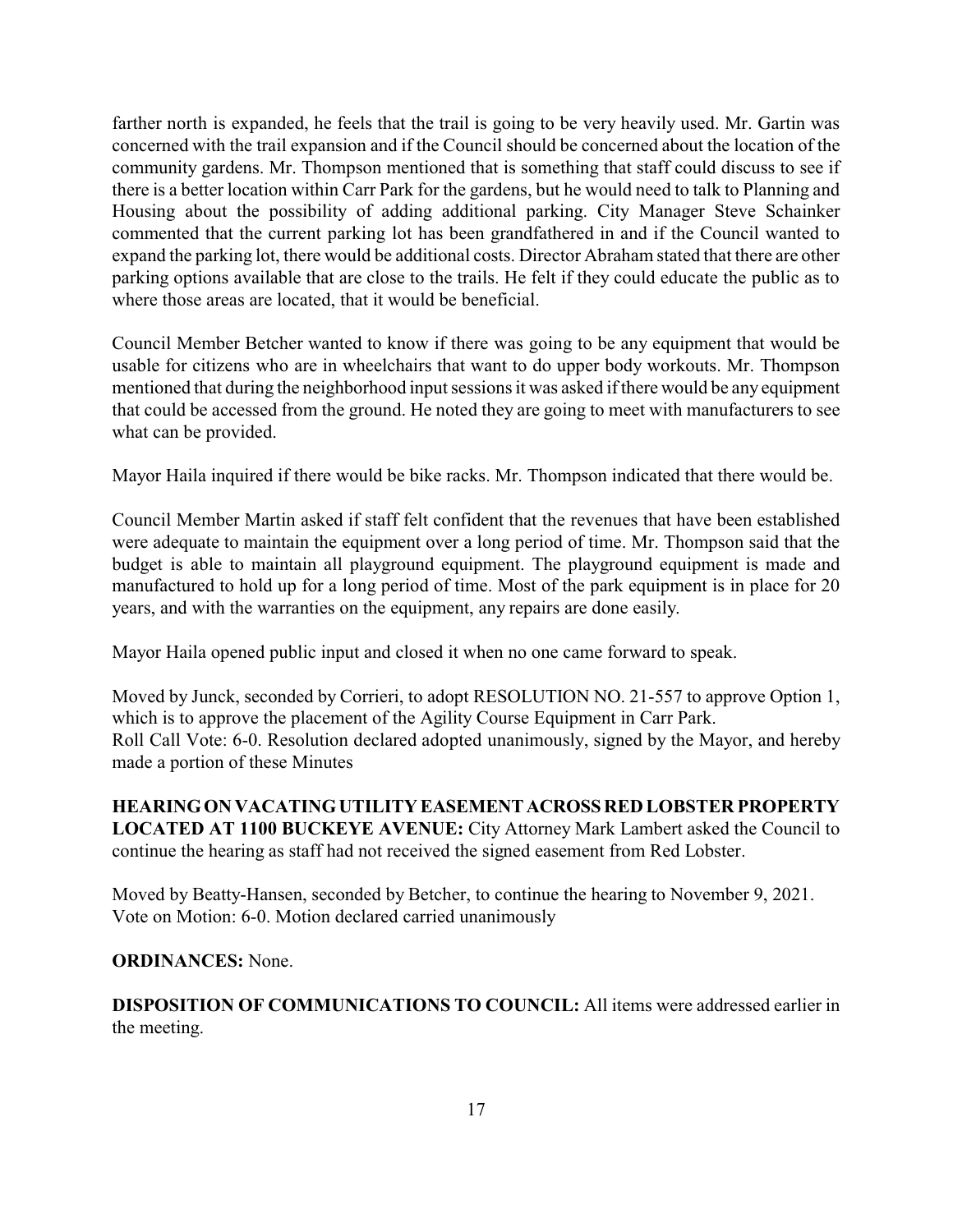farther north is expanded, he feels that the trail is going to be very heavily used. Mr. Gartin was concerned with the trail expansion and if the Council should be concerned about the location of the community gardens. Mr. Thompson mentioned that is something that staff could discuss to see if there is a better location within Carr Park for the gardens, but he would need to talk to Planning and Housing about the possibility of adding additional parking. City Manager Steve Schainker commented that the current parking lot has been grandfathered in and if the Council wanted to expand the parking lot, there would be additional costs. Director Abraham stated that there are other parking options available that are close to the trails. He felt if they could educate the public as to where those areas are located, that it would be beneficial.

Council Member Betcher wanted to know if there was going to be any equipment that would be usable for citizens who are in wheelchairs that want to do upper body workouts. Mr. Thompson mentioned that during the neighborhood input sessions it was asked if there would be any equipment that could be accessed from the ground. He noted they are going to meet with manufacturers to see what can be provided.

Mayor Haila inquired if there would be bike racks. Mr. Thompson indicated that there would be.

Council Member Martin asked if staff felt confident that the revenues that have been established were adequate to maintain the equipment over a long period of time. Mr. Thompson said that the budget is able to maintain all playground equipment. The playground equipment is made and manufactured to hold up for a long period of time. Most of the park equipment is in place for 20 years, and with the warranties on the equipment, any repairs are done easily.

Mayor Haila opened public input and closed it when no one came forward to speak.

Moved by Junck, seconded by Corrieri, to adopt RESOLUTION NO. 21-557 to approve Option 1, which is to approve the placement of the Agility Course Equipment in Carr Park.
Roll Call Vote: 6-0. Resolution declared adopted unanimously, signed by the Mayor, and hereby made a portion of these Minutes

**HEARING ON VACATING UTILITY EASEMENT ACROSS RED LOBSTER PROPERTY LOCATED AT 1100 BUCKEYE AVENUE:** City Attorney Mark Lambert asked the Council to continue the hearing as staff had not received the signed easement from Red Lobster.

Moved by Beatty-Hansen, seconded by Betcher, to continue the hearing to November 9, 2021.
Vote on Motion: 6-0. Motion declared carried unanimously

**ORDINANCES:** None.

**DISPOSITION OF COMMUNICATIONS TO COUNCIL:** All items were addressed earlier in the meeting.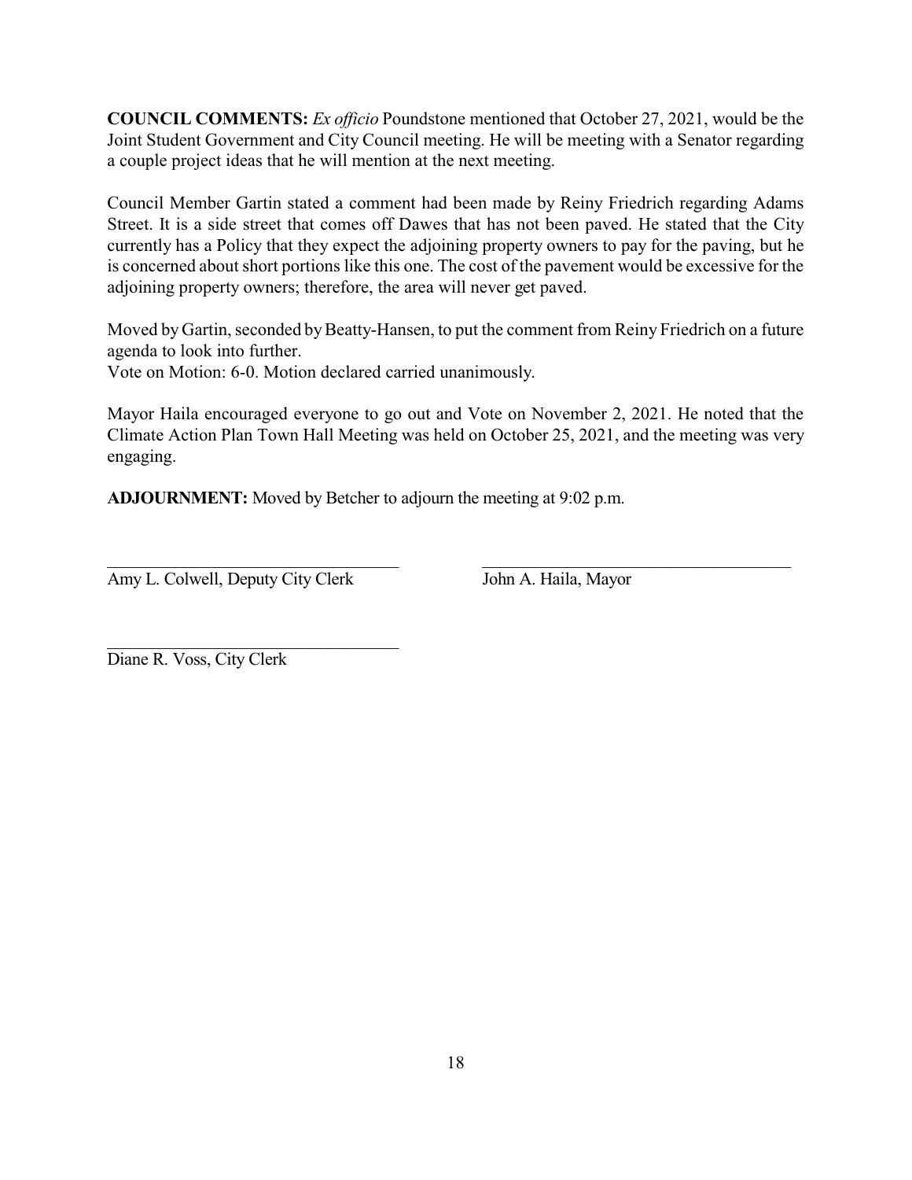**COUNCIL COMMENTS:** *Ex officio* Poundstone mentioned that October 27, 2021, would be the Joint Student Government and City Council meeting. He will be meeting with a Senator regarding a couple project ideas that he will mention at the next meeting.

Council Member Gartin stated a comment had been made by Reiny Friedrich regarding Adams Street. It is a side street that comes off Dawes that has not been paved. He stated that the City currently has a Policy that they expect the adjoining property owners to pay for the paving, but he is concerned about short portions like this one. The cost of the pavement would be excessive for the adjoining property owners; therefore, the area will never get paved.

Moved by Gartin, seconded by Beatty-Hansen, to put the comment from Reiny Friedrich on a future agenda to look into further.
Vote on Motion: 6-0. Motion declared carried unanimously.

Mayor Haila encouraged everyone to go out and Vote on November 2, 2021. He noted that the Climate Action Plan Town Hall Meeting was held on October 25, 2021, and the meeting was very engaging.

**ADJOURNMENT:** Moved by Betcher to adjourn the meeting at 9:02 p.m.

\_\_\_\_\_\_\_\_\_\_\_\_\_\_\_\_\_\_\_\_\_\_\_\_\_\_\_\_\_\_\_\_\_\_
Amy L. Colwell, Deputy City Clerk

\_\_\_\_\_\_\_\_\_\_\_\_\_\_\_\_\_\_\_\_\_\_\_\_\_\_\_\_\_\_\_\_\_\_
John A. Haila, Mayor

\_\_\_\_\_\_\_\_\_\_\_\_\_\_\_\_\_\_\_\_\_\_\_\_\_\_\_\_\_\_\_\_\_\_
Diane R. Voss, City Clerk